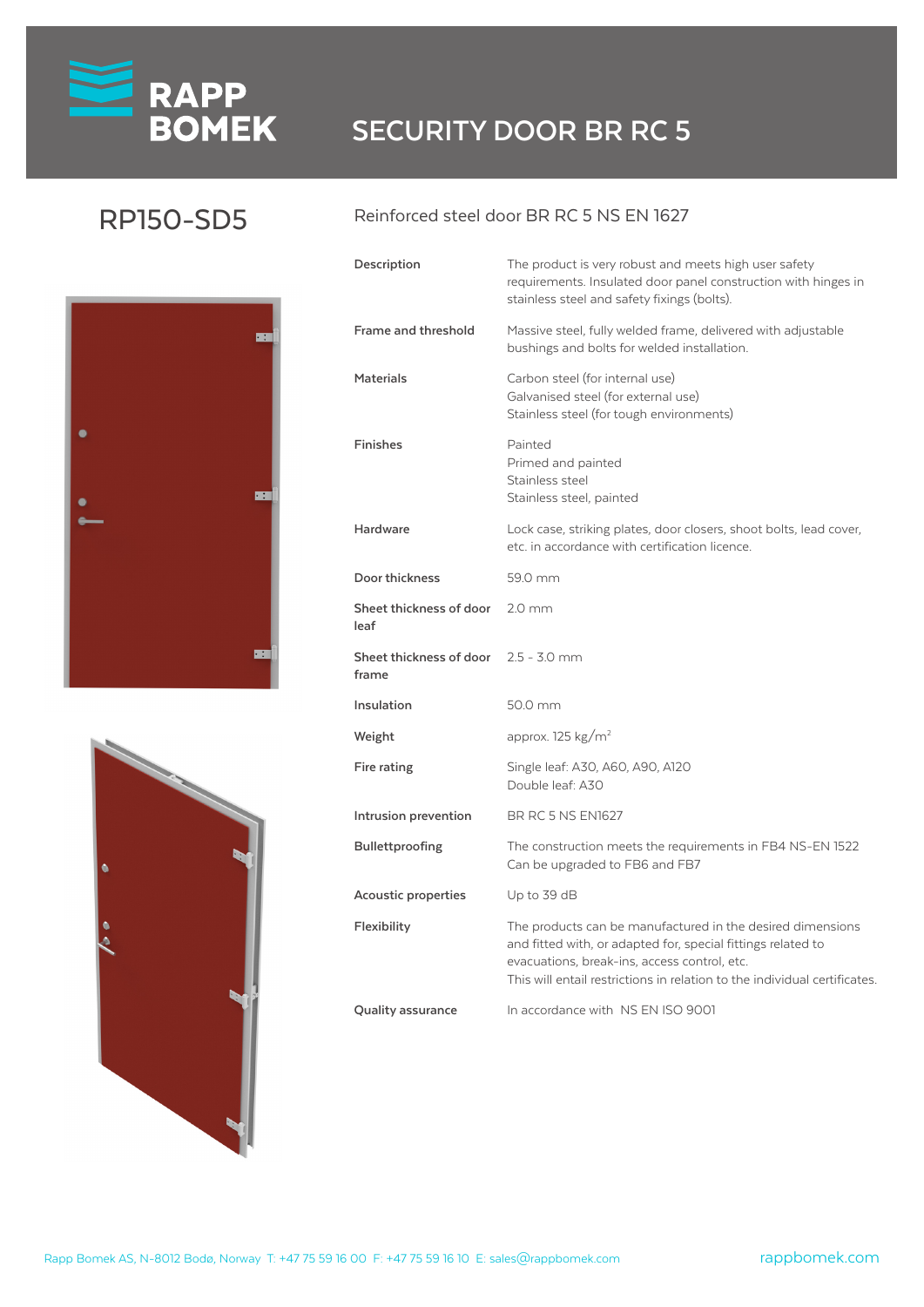# SECURITY DOOR BR RC 5

## RP150-SD5

### Reinforced steel door BR RC 5 NS EN 1627

| | |
|---|---|
| **Description** | The product is very robust and meets high user safety requirements. Insulated door panel construction with hinges in stainless steel and safety fixings (bolts). |
| **Frame and threshold** | Massive steel, fully welded frame, delivered with adjustable bushings and bolts for welded installation. |
| **Materials** | Carbon steel (for internal use)<br>Galvanised steel (for external use)<br>Stainless steel (for tough environments) |
| **Finishes** | Painted<br>Primed and painted<br>Stainless steel<br>Stainless steel, painted |
| **Hardware** | Lock case, striking plates, door closers, shoot bolts, lead cover, etc. in accordance with certification licence. |
| **Door thickness** | 59.0 mm |
| **Sheet thickness of door leaf** | 2.0 mm |
| **Sheet thickness of door frame** | 2.5 - 3.0 mm |
| **Insulation** | 50.0 mm |
| **Weight** | approx. 125 kg/$m^2$ |
| **Fire rating** | Single leaf: A30, A60, A90, A120<br>Double leaf: A30 |
| **Intrusion prevention** | BR RC 5 NS EN1627 |
| **Bullettproofing** | The construction meets the requirements in FB4 NS-EN 1522<br>Can be upgraded to FB6 and FB7 |
| **Acoustic properties** | Up to 39 dB |
| **Flexibility** | The products can be manufactured in the desired dimensions and fitted with, or adapted for, special fittings related to evacuations, break-ins, access control, etc.<br>This will entail restrictions in relation to the individual certificates. |
| **Quality assurance** | In accordance with NS EN ISO 9001 |

Rapp Bomek AS, N-8012 Bodø, Norway T: +47 75 59 16 00 F: +47 75 59 16 10 E: sales@rappbomek.com

rappbomek.com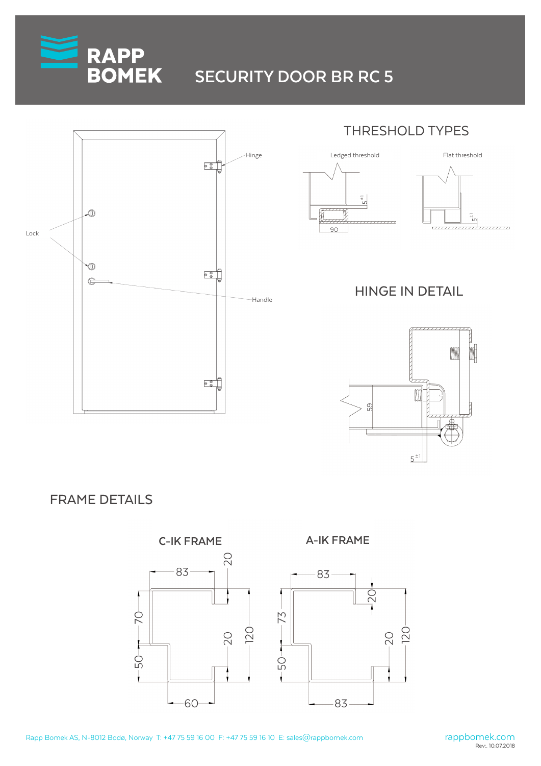# RAPP BOMEK

## SECURITY DOOR BR RC 5

Hinge

Lock

Handle

## THRESHOLD TYPES

Ledged threshold

5 ±1

90

Flat threshold

5 ±1

## HINGE IN DETAIL

59

5 ±1

## FRAME DETAILS

### C-IK FRAME

83

20

70

20

120

50

60

### A-IK FRAME

83

20

73

20

120

50

83

Rapp Bomek AS, N-8012 Bodø, Norway T: +47 75 59 16 00 F: +47 75 59 16 10 E: sales@rappbomek.com

rappbomek.com

Rev.: 10.07.2018